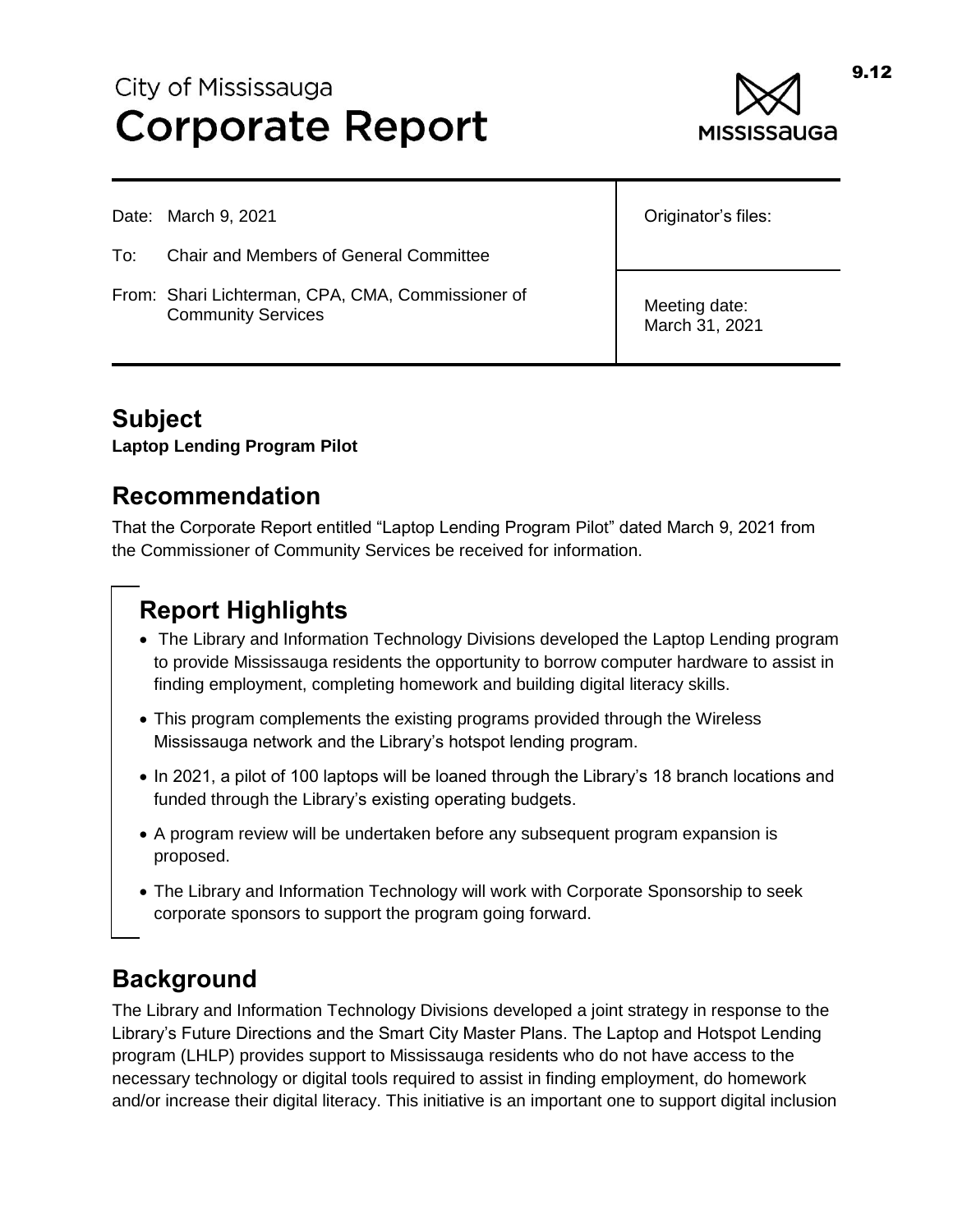City of Mississauga

# Corporate Report

| | |
|---|---|
| Date: March 9, 2021 | Originator's files: |
| To: Chair and Members of General Committee | |
| From: Shari Lichterman, CPA, CMA, Commissioner of Community Services | Meeting date: March 31, 2021 |

## Subject

**Laptop Lending Program Pilot**

## Recommendation

That the Corporate Report entitled "Laptop Lending Program Pilot" dated March 9, 2021 from the Commissioner of Community Services be received for information.

## Report Highlights

- The Library and Information Technology Divisions developed the Laptop Lending program to provide Mississauga residents the opportunity to borrow computer hardware to assist in finding employment, completing homework and building digital literacy skills.
- This program complements the existing programs provided through the Wireless Mississauga network and the Library's hotspot lending program.
- In 2021, a pilot of 100 laptops will be loaned through the Library's 18 branch locations and funded through the Library's existing operating budgets.
- A program review will be undertaken before any subsequent program expansion is proposed.
- The Library and Information Technology will work with Corporate Sponsorship to seek corporate sponsors to support the program going forward.

## Background

The Library and Information Technology Divisions developed a joint strategy in response to the Library's Future Directions and the Smart City Master Plans. The Laptop and Hotspot Lending program (LHLP) provides support to Mississauga residents who do not have access to the necessary technology or digital tools required to assist in finding employment, do homework and/or increase their digital literacy. This initiative is an important one to support digital inclusion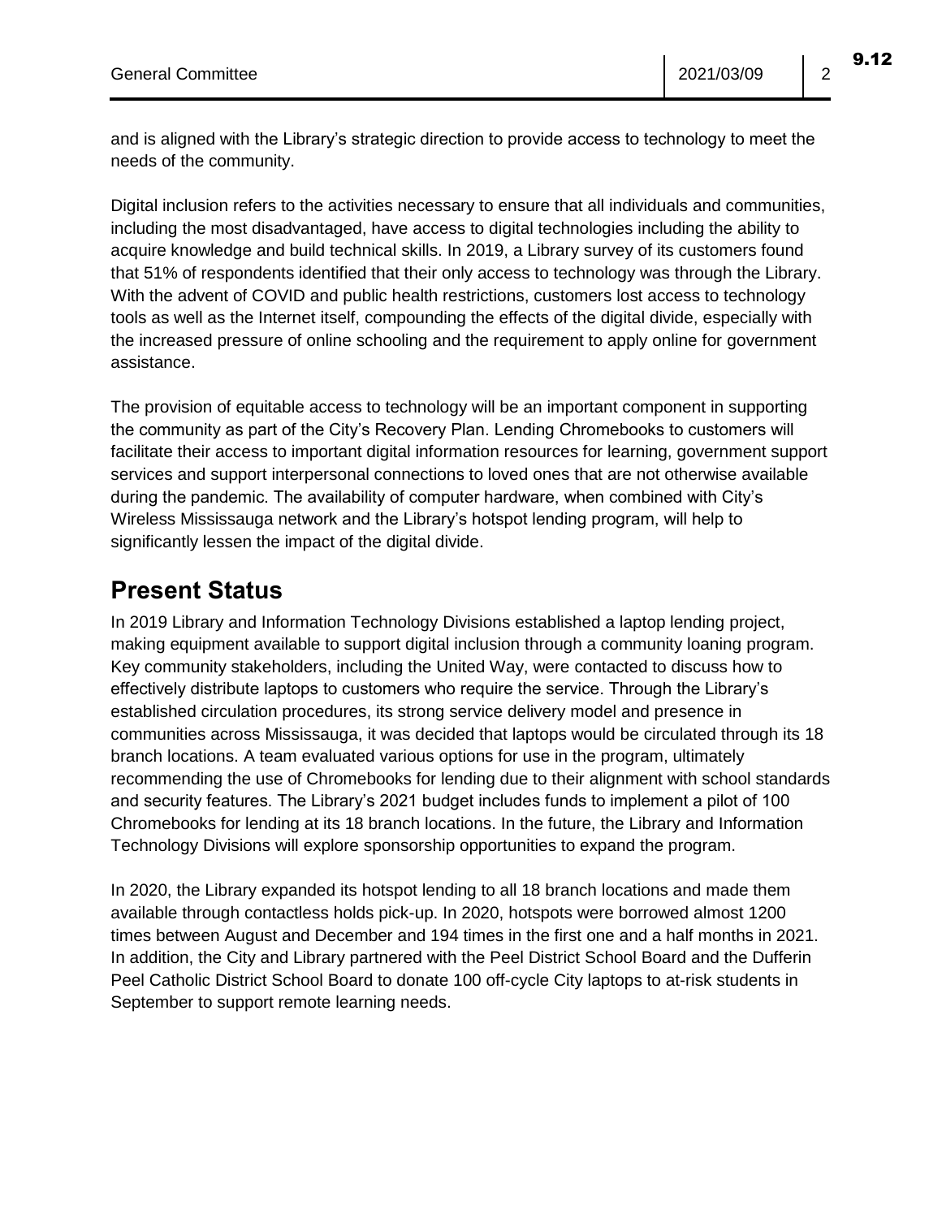and is aligned with the Library's strategic direction to provide access to technology to meet the needs of the community.

Digital inclusion refers to the activities necessary to ensure that all individuals and communities, including the most disadvantaged, have access to digital technologies including the ability to acquire knowledge and build technical skills. In 2019, a Library survey of its customers found that 51% of respondents identified that their only access to technology was through the Library. With the advent of COVID and public health restrictions, customers lost access to technology tools as well as the Internet itself, compounding the effects of the digital divide, especially with the increased pressure of online schooling and the requirement to apply online for government assistance.

The provision of equitable access to technology will be an important component in supporting the community as part of the City's Recovery Plan. Lending Chromebooks to customers will facilitate their access to important digital information resources for learning, government support services and support interpersonal connections to loved ones that are not otherwise available during the pandemic. The availability of computer hardware, when combined with City's Wireless Mississauga network and the Library's hotspot lending program, will help to significantly lessen the impact of the digital divide.

## Present Status

In 2019 Library and Information Technology Divisions established a laptop lending project, making equipment available to support digital inclusion through a community loaning program. Key community stakeholders, including the United Way, were contacted to discuss how to effectively distribute laptops to customers who require the service. Through the Library's established circulation procedures, its strong service delivery model and presence in communities across Mississauga, it was decided that laptops would be circulated through its 18 branch locations. A team evaluated various options for use in the program, ultimately recommending the use of Chromebooks for lending due to their alignment with school standards and security features. The Library's 2021 budget includes funds to implement a pilot of 100 Chromebooks for lending at its 18 branch locations. In the future, the Library and Information Technology Divisions will explore sponsorship opportunities to expand the program.

In 2020, the Library expanded its hotspot lending to all 18 branch locations and made them available through contactless holds pick-up. In 2020, hotspots were borrowed almost 1200 times between August and December and 194 times in the first one and a half months in 2021. In addition, the City and Library partnered with the Peel District School Board and the Dufferin Peel Catholic District School Board to donate 100 off-cycle City laptops to at-risk students in September to support remote learning needs.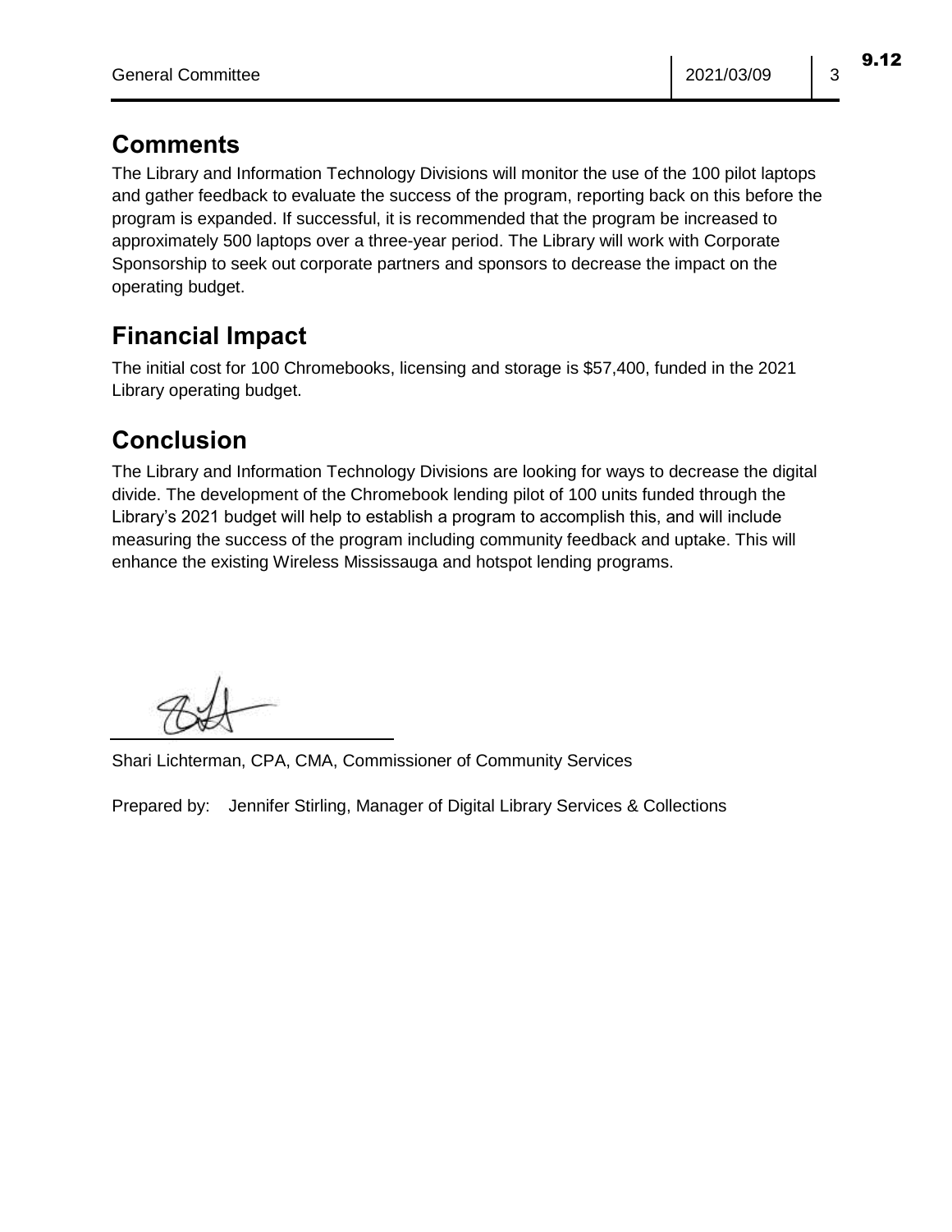## Comments

The Library and Information Technology Divisions will monitor the use of the 100 pilot laptops and gather feedback to evaluate the success of the program, reporting back on this before the program is expanded. If successful, it is recommended that the program be increased to approximately 500 laptops over a three-year period. The Library will work with Corporate Sponsorship to seek out corporate partners and sponsors to decrease the impact on the operating budget.

## Financial Impact

The initial cost for 100 Chromebooks, licensing and storage is $57,400, funded in the 2021 Library operating budget.

## Conclusion

The Library and Information Technology Divisions are looking for ways to decrease the digital divide. The development of the Chromebook lending pilot of 100 units funded through the Library's 2021 budget will help to establish a program to accomplish this, and will include measuring the success of the program including community feedback and uptake. This will enhance the existing Wireless Mississauga and hotspot lending programs.

Shari Lichterman, CPA, CMA, Commissioner of Community Services

Prepared by: Jennifer Stirling, Manager of Digital Library Services & Collections